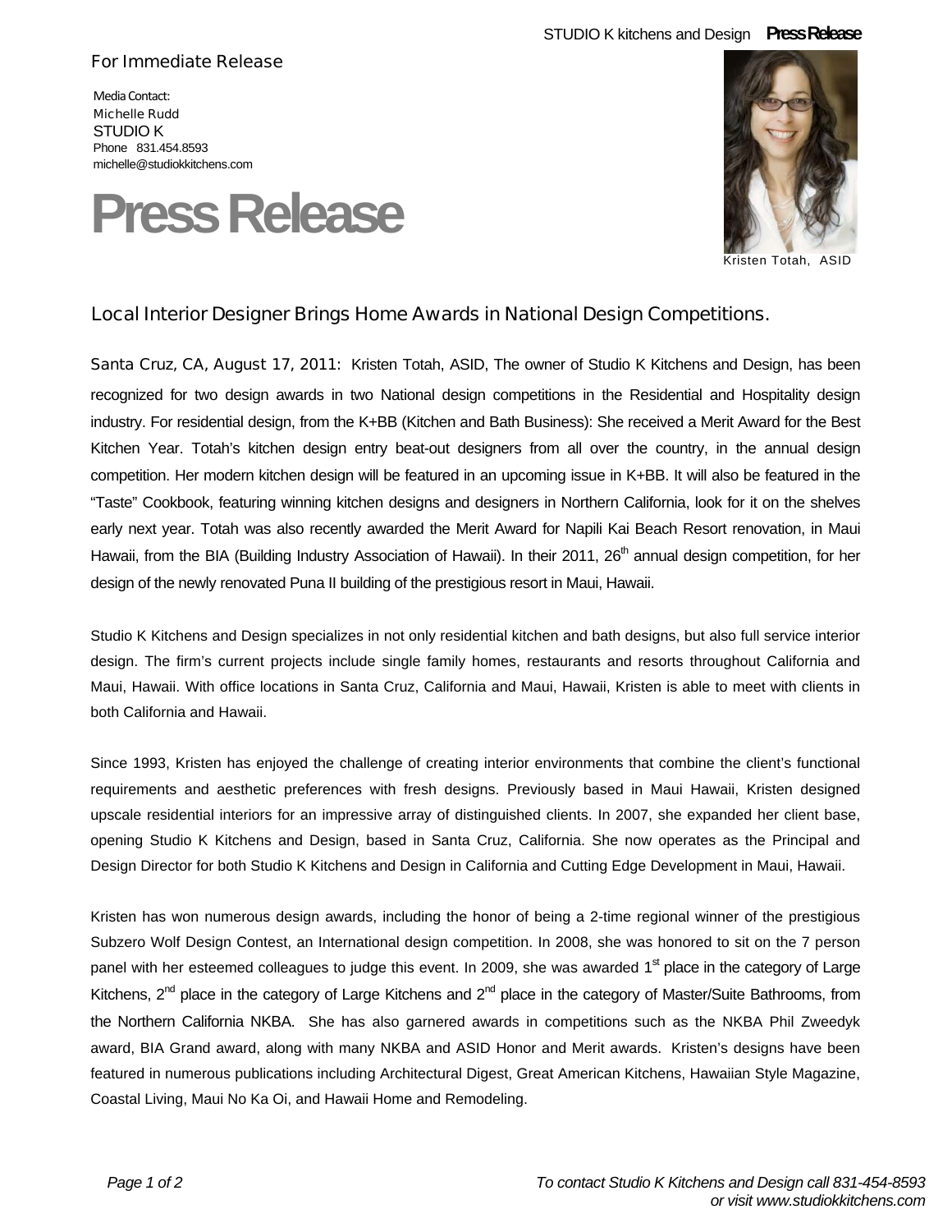For Immediate Release

Media Contact:
Michelle Rudd
STUDIO K
Phone 831.454.8593
michelle@studiokkitchens.com

# Press Release

Kristen Totah, ASID

## Local Interior Designer Brings Home Awards in National Design Competitions.

Santa Cruz, CA, August 17, 2011: Kristen Totah, ASID, The owner of Studio K Kitchens and Design, has been recognized for two design awards in two National design competitions in the Residential and Hospitality design industry. For residential design, from the K+BB (Kitchen and Bath Business): She received a Merit Award for the Best Kitchen Year. Totah's kitchen design entry beat-out designers from all over the country, in the annual design competition. Her modern kitchen design will be featured in an upcoming issue in K+BB. It will also be featured in the "Taste" Cookbook, featuring winning kitchen designs and designers in Northern California, look for it on the shelves early next year. Totah was also recently awarded the Merit Award for Napili Kai Beach Resort renovation, in Maui Hawaii, from the BIA (Building Industry Association of Hawaii). In their 2011, 26th annual design competition, for her design of the newly renovated Puna II building of the prestigious resort in Maui, Hawaii.

Studio K Kitchens and Design specializes in not only residential kitchen and bath designs, but also full service interior design. The firm's current projects include single family homes, restaurants and resorts throughout California and Maui, Hawaii. With office locations in Santa Cruz, California and Maui, Hawaii, Kristen is able to meet with clients in both California and Hawaii.

Since 1993, Kristen has enjoyed the challenge of creating interior environments that combine the client's functional requirements and aesthetic preferences with fresh designs. Previously based in Maui Hawaii, Kristen designed upscale residential interiors for an impressive array of distinguished clients. In 2007, she expanded her client base, opening Studio K Kitchens and Design, based in Santa Cruz, California. She now operates as the Principal and Design Director for both Studio K Kitchens and Design in California and Cutting Edge Development in Maui, Hawaii.

Kristen has won numerous design awards, including the honor of being a 2-time regional winner of the prestigious Subzero Wolf Design Contest, an International design competition. In 2008, she was honored to sit on the 7 person panel with her esteemed colleagues to judge this event. In 2009, she was awarded 1st place in the category of Large Kitchens, 2nd place in the category of Large Kitchens and 2nd place in the category of Master/Suite Bathrooms, from the Northern California NKBA. She has also garnered awards in competitions such as the NKBA Phil Zweedyk award, BIA Grand award, along with many NKBA and ASID Honor and Merit awards. Kristen's designs have been featured in numerous publications including Architectural Digest, Great American Kitchens, Hawaiian Style Magazine, Coastal Living, Maui No Ka Oi, and Hawaii Home and Remodeling.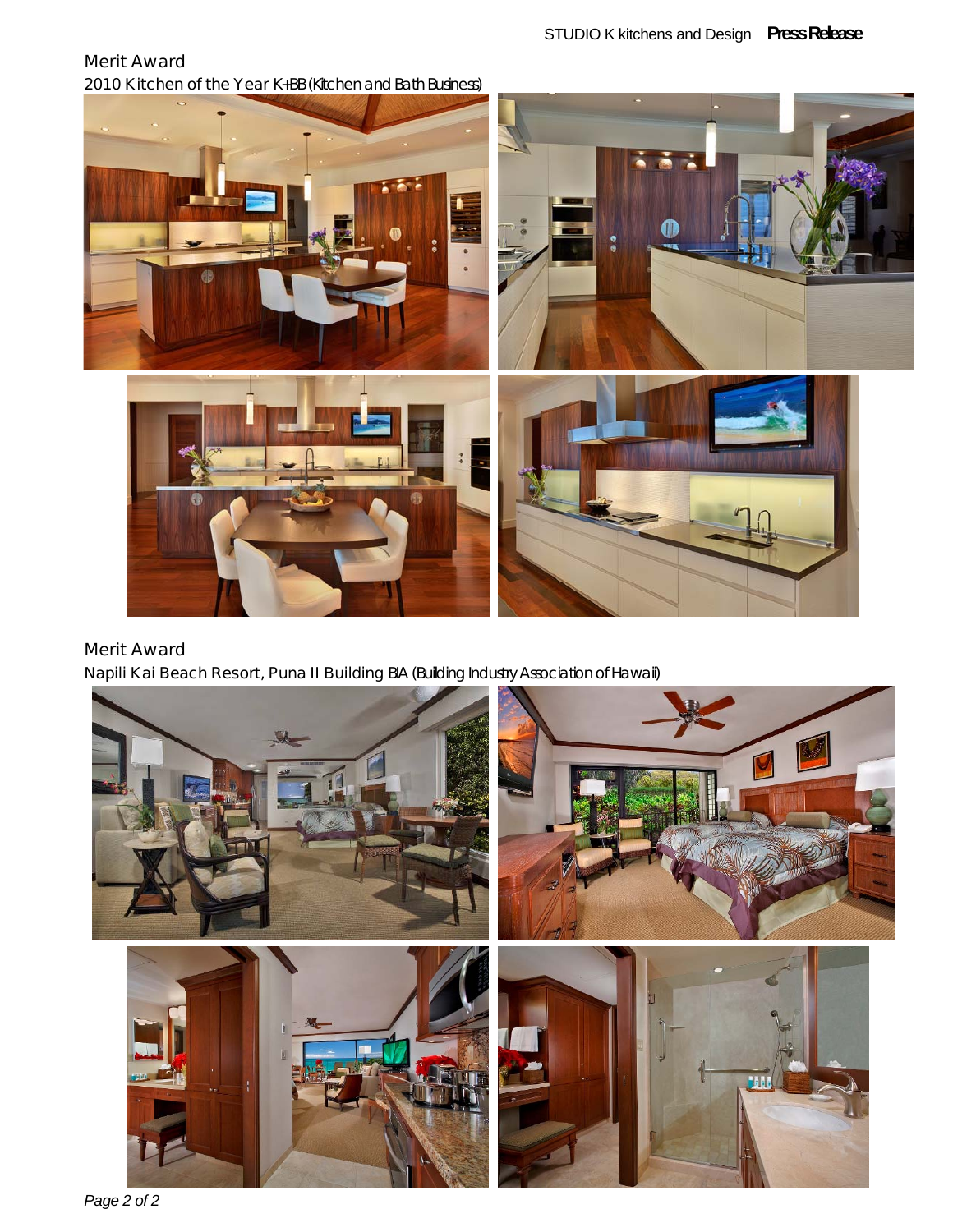Merit Award

2010 Kitchen of the Year K+BB (Kitchen and Bath Business)

Merit Award

Napili Kai Beach Resort, Puna II Building BIA (Building Industry Association of Hawaii)